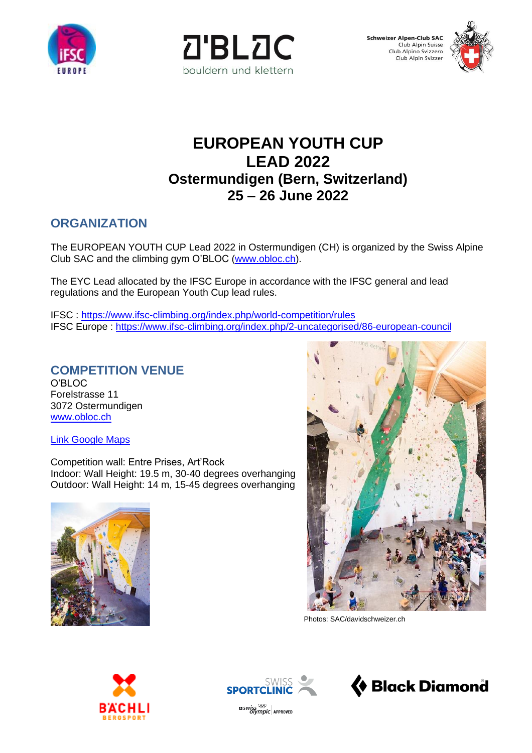# EUROPEAN YOUTH CUP
# LEAD 2022
## Ostermundigen (Bern, Switzerland)
## 25 – 26 June 2022

## ORGANIZATION

The EUROPEAN YOUTH CUP Lead 2022 in Ostermundigen (CH) is organized by the Swiss Alpine Club SAC and the climbing gym O'BLOC (www.obloc.ch).

The EYC Lead allocated by the IFSC Europe in accordance with the IFSC general and lead regulations and the European Youth Cup lead rules.

IFSC : https://www.ifsc-climbing.org/index.php/world-competition/rules
IFSC Europe : https://www.ifsc-climbing.org/index.php/2-uncategorised/86-european-council

## COMPETITION VENUE

O'BLOC
Forelstrasse 11
3072 Ostermundigen
www.obloc.ch

Link Google Maps

Competition wall: Entre Prises, Art'Rock
Indoor: Wall Height: 19.5 m, 30-40 degrees overhanging
Outdoor: Wall Height: 14 m, 15-45 degrees overhanging

Photos: SAC/davidschweizer.ch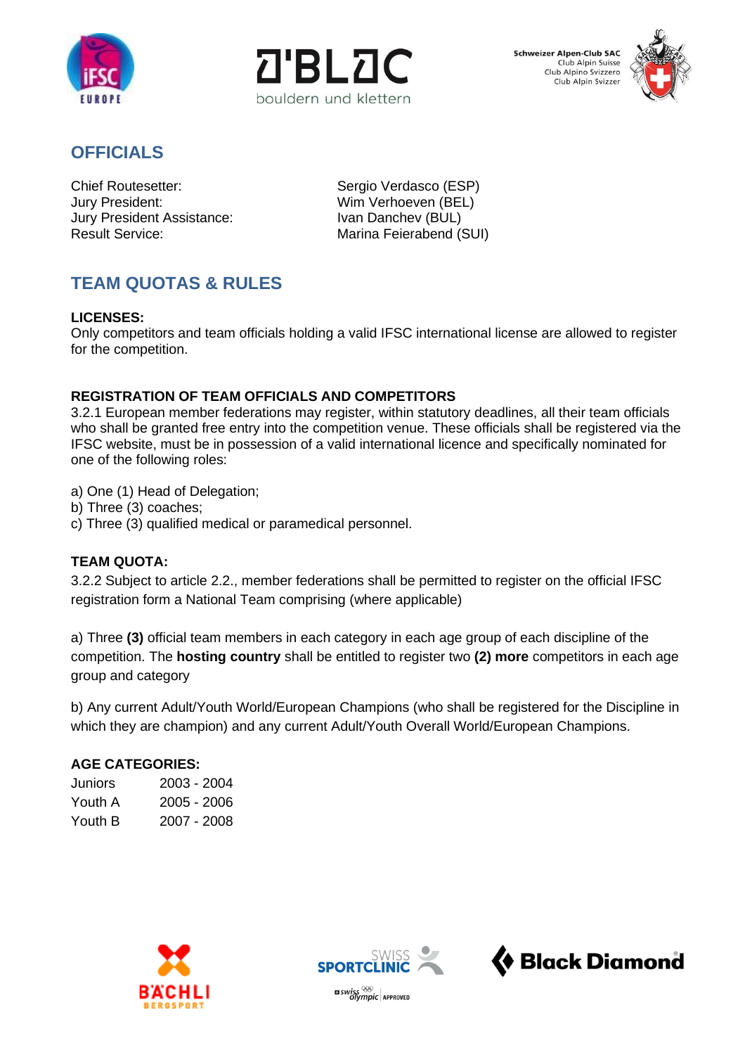## OFFICIALS

| | |
|---|---|
| Chief Routesetter: | Sergio Verdasco (ESP) |
| Jury President: | Wim Verhoeven (BEL) |
| Jury President Assistance: | Ivan Danchev (BUL) |
| Result Service: | Marina Feierabend (SUI) |

## TEAM QUOTAS & RULES

**LICENSES:**
Only competitors and team officials holding a valid IFSC international license are allowed to register for the competition.

**REGISTRATION OF TEAM OFFICIALS AND COMPETITORS**
3.2.1 European member federations may register, within statutory deadlines, all their team officials who shall be granted free entry into the competition venue. These officials shall be registered via the IFSC website, must be in possession of a valid international licence and specifically nominated for one of the following roles:

a) One (1) Head of Delegation;
b) Three (3) coaches;
c) Three (3) qualified medical or paramedical personnel.

**TEAM QUOTA:**
3.2.2 Subject to article 2.2., member federations shall be permitted to register on the official IFSC registration form a National Team comprising (where applicable)

a) Three **(3)** official team members in each category in each age group of each discipline of the competition. The **hosting country** shall be entitled to register two **(2) more** competitors in each age group and category

b) Any current Adult/Youth World/European Champions (who shall be registered for the Discipline in which they are champion) and any current Adult/Youth Overall World/European Champions.

**AGE CATEGORIES:**

| | |
|---|---|
| Juniors | 2003 - 2004 |
| Youth A | 2005 - 2006 |
| Youth B | 2007 - 2008 |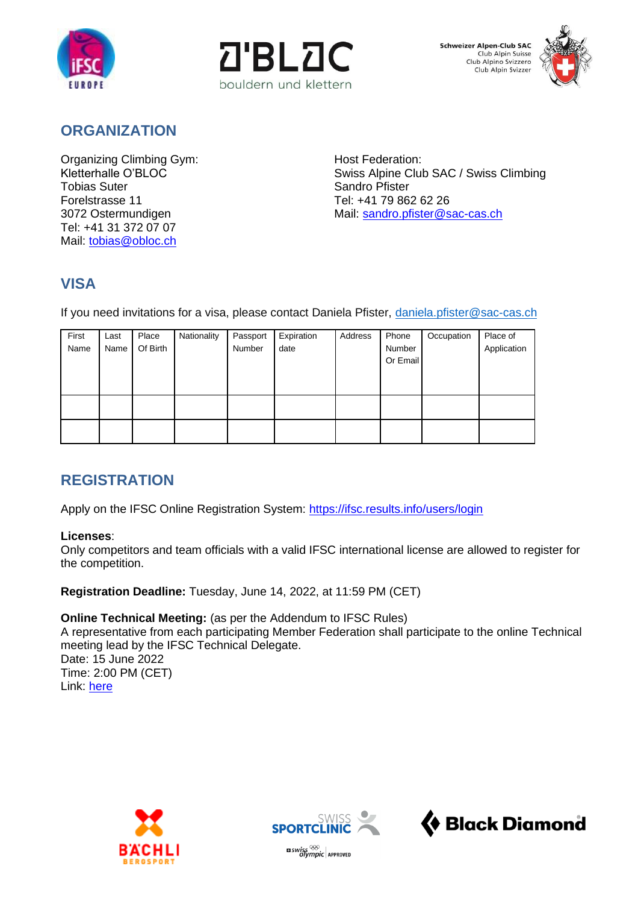## ORGANIZATION

Organizing Climbing Gym:
Kletterhalle O'BLOC
Tobias Suter
Forelstrasse 11
3072 Ostermundigen
Tel: +41 31 372 07 07
Mail: tobias@obloc.ch

Host Federation:
Swiss Alpine Club SAC / Swiss Climbing
Sandro Pfister
Tel: +41 79 862 62 26
Mail: sandro.pfister@sac-cas.ch

## VISA

If you need invitations for a visa, please contact Daniela Pfister, daniela.pfister@sac-cas.ch

| First Name | Last Name | Place Of Birth | Nationality | Passport Number | Expiration date | Address | Phone Number Or Email | Occupation | Place of Application |
|---|---|---|---|---|---|---|---|---|---|
| | | | | | | | | | |
| | | | | | | | | | |

## REGISTRATION

Apply on the IFSC Online Registration System: https://ifsc.results.info/users/login

**Licenses**:
Only competitors and team officials with a valid IFSC international license are allowed to register for the competition.

**Registration Deadline:** Tuesday, June 14, 2022, at 11:59 PM (CET)

**Online Technical Meeting:** (as per the Addendum to IFSC Rules)
A representative from each participating Member Federation shall participate to the online Technical meeting lead by the IFSC Technical Delegate.
Date: 15 June 2022
Time: 2:00 PM (CET)
Link: here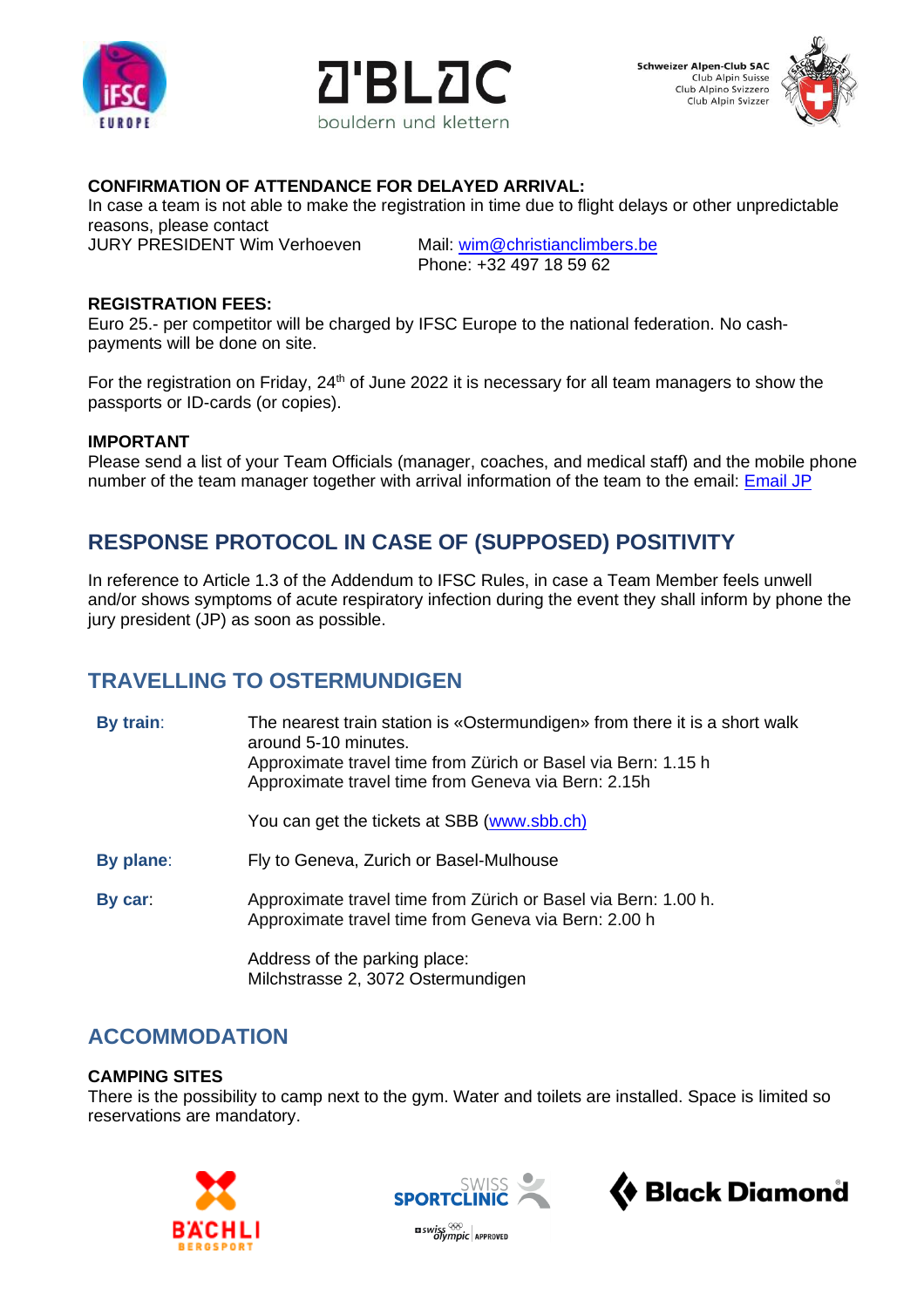**CONFIRMATION OF ATTENDANCE FOR DELAYED ARRIVAL:**
In case a team is not able to make the registration in time due to flight delays or other unpredictable reasons, please contact
JURY PRESIDENT Wim Verhoeven        Mail: wim@christianclimbers.be
                                    Phone: +32 497 18 59 62

**REGISTRATION FEES:**
Euro 25.- per competitor will be charged by IFSC Europe to the national federation. No cash-payments will be done on site.

For the registration on Friday, 24th of June 2022 it is necessary for all team managers to show the passports or ID-cards (or copies).

**IMPORTANT**
Please send a list of your Team Officials (manager, coaches, and medical staff) and the mobile phone number of the team manager together with arrival information of the team to the email: Email JP

## RESPONSE PROTOCOL IN CASE OF (SUPPOSED) POSITIVITY

In reference to Article 1.3 of the Addendum to IFSC Rules, in case a Team Member feels unwell and/or shows symptoms of acute respiratory infection during the event they shall inform by phone the jury president (JP) as soon as possible.

## TRAVELLING TO OSTERMUNDIGEN

**By train**: The nearest train station is «Ostermundigen» from there it is a short walk around 5-10 minutes.
Approximate travel time from Zürich or Basel via Bern: 1.15 h
Approximate travel time from Geneva via Bern: 2.15h

You can get the tickets at SBB (www.sbb.ch)

**By plane**: Fly to Geneva, Zurich or Basel-Mulhouse

**By car**: Approximate travel time from Zürich or Basel via Bern: 1.00 h.
Approximate travel time from Geneva via Bern: 2.00 h

Address of the parking place:
Milchstrasse 2, 3072 Ostermundigen

## ACCOMMODATION

**CAMPING SITES**
There is the possibility to camp next to the gym. Water and toilets are installed. Space is limited so reservations are mandatory.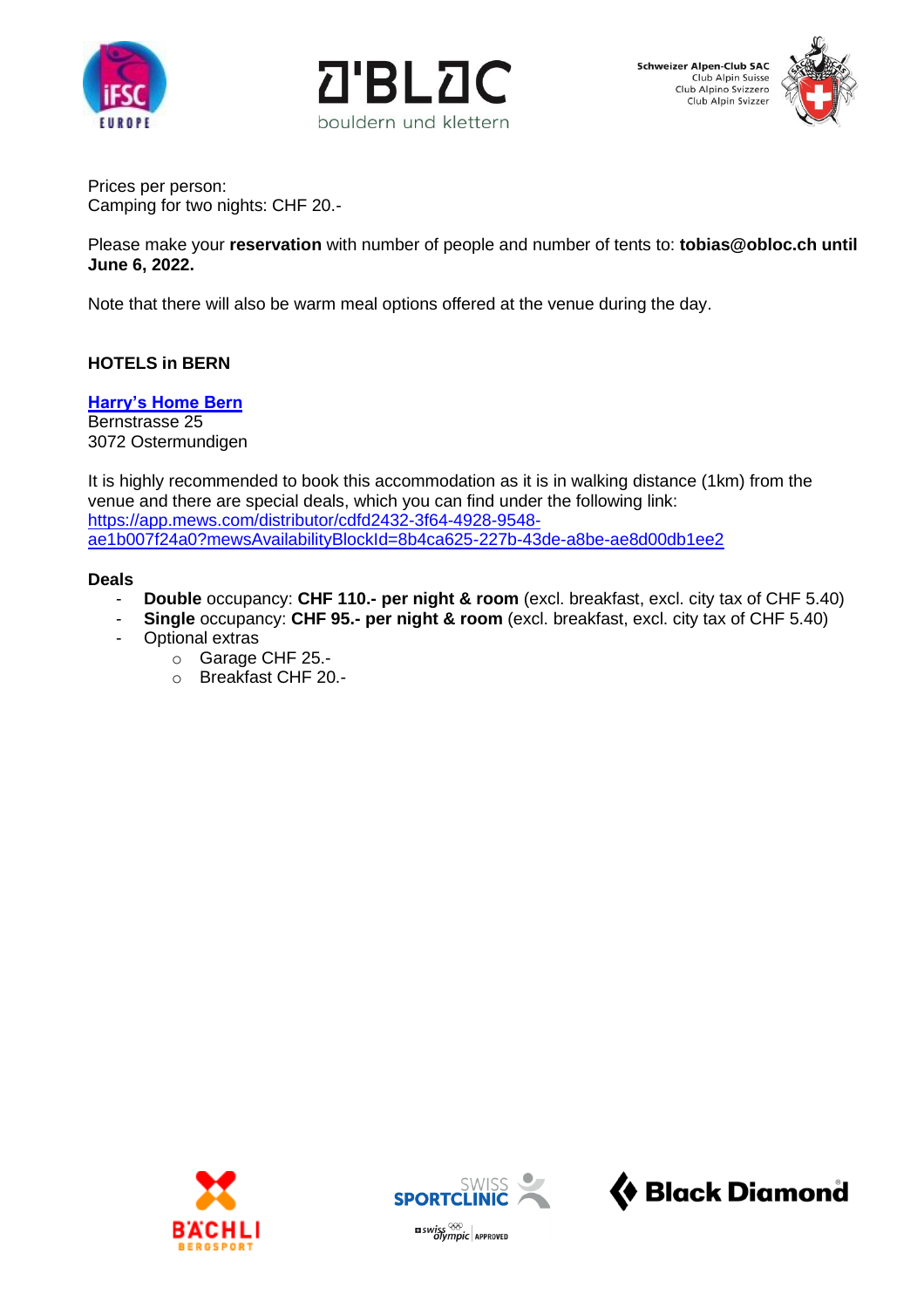Prices per person:
Camping for two nights: CHF 20.-

Please make your **reservation** with number of people and number of tents to: **tobias@obloc.ch until June 6, 2022.**

Note that there will also be warm meal options offered at the venue during the day.

## HOTELS in BERN

**[Harry's Home Bern](https://app.mews.com/distributor/cdfd2432-3f64-4928-9548-ae1b007f24a0?mewsAvailabilityBlockId=8b4ca625-227b-43de-a8be-ae8d00db1ee2)**
Bernstrasse 25
3072 Ostermundigen

It is highly recommended to book this accommodation as it is in walking distance (1km) from the venue and there are special deals, which you can find under the following link: https://app.mews.com/distributor/cdfd2432-3f64-4928-9548-ae1b007f24a0?mewsAvailabilityBlockId=8b4ca625-227b-43de-a8be-ae8d00db1ee2

**Deals**

- **Double** occupancy: **CHF 110.- per night & room** (excl. breakfast, excl. city tax of CHF 5.40)
- **Single** occupancy: **CHF 95.- per night & room** (excl. breakfast, excl. city tax of CHF 5.40)
- Optional extras
    - Garage CHF 25.-
    - Breakfast CHF 20.-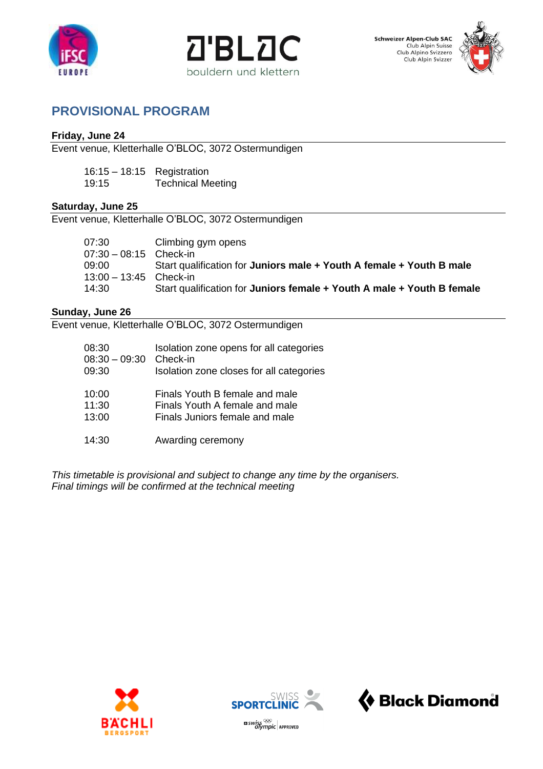## PROVISIONAL PROGRAM

**Friday, June 24**

Event venue, Kletterhalle O'BLOC, 3072 Ostermundigen

| | |
|---|---|
| 16:15 – 18:15 | Registration |
| 19:15 | Technical Meeting |

**Saturday, June 25**

Event venue, Kletterhalle O'BLOC, 3072 Ostermundigen

| | |
|---|---|
| 07:30 | Climbing gym opens |
| 07:30 – 08:15 | Check-in |
| 09:00 | Start qualification for **Juniors male + Youth A female + Youth B male** |
| 13:00 – 13:45 | Check-in |
| 14:30 | Start qualification for **Juniors female + Youth A male + Youth B female** |

**Sunday, June 26**

Event venue, Kletterhalle O'BLOC, 3072 Ostermundigen

| | |
|---|---|
| 08:30 | Isolation zone opens for all categories |
| 08:30 – 09:30 | Check-in |
| 09:30 | Isolation zone closes for all categories |
| 10:00 | Finals Youth B female and male |
| 11:30 | Finals Youth A female and male |
| 13:00 | Finals Juniors female and male |
| 14:30 | Awarding ceremony |

*This timetable is provisional and subject to change any time by the organisers.*
*Final timings will be confirmed at the technical meeting*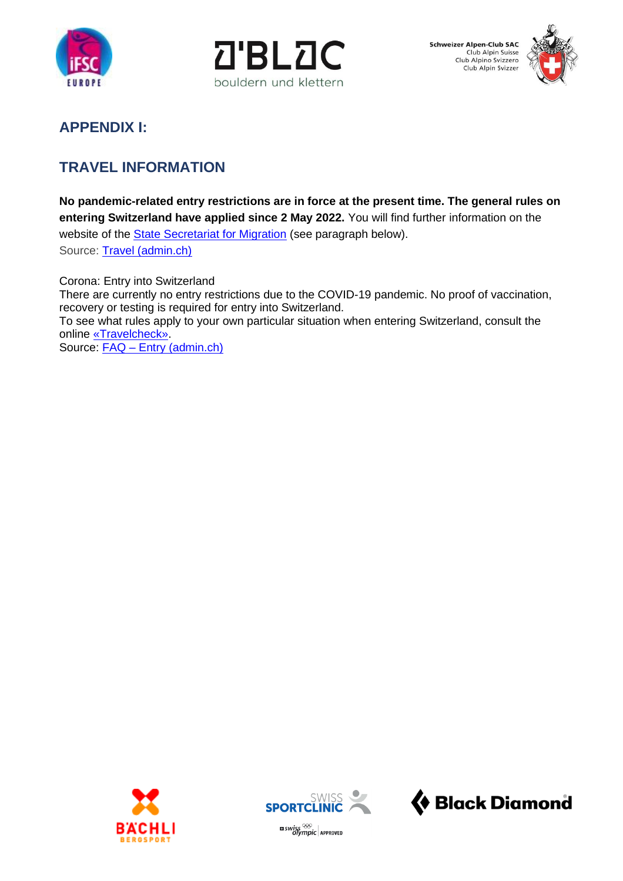## APPENDIX I:

## TRAVEL INFORMATION

**No pandemic-related entry restrictions are in force at the present time. The general rules on entering Switzerland have applied since 2 May 2022.** You will find further information on the website of the State Secretariat for Migration (see paragraph below).
Source: Travel (admin.ch)

Corona: Entry into Switzerland
There are currently no entry restrictions due to the COVID-19 pandemic. No proof of vaccination, recovery or testing is required for entry into Switzerland.
To see what rules apply to your own particular situation when entering Switzerland, consult the online «Travelcheck».
Source: FAQ – Entry (admin.ch)